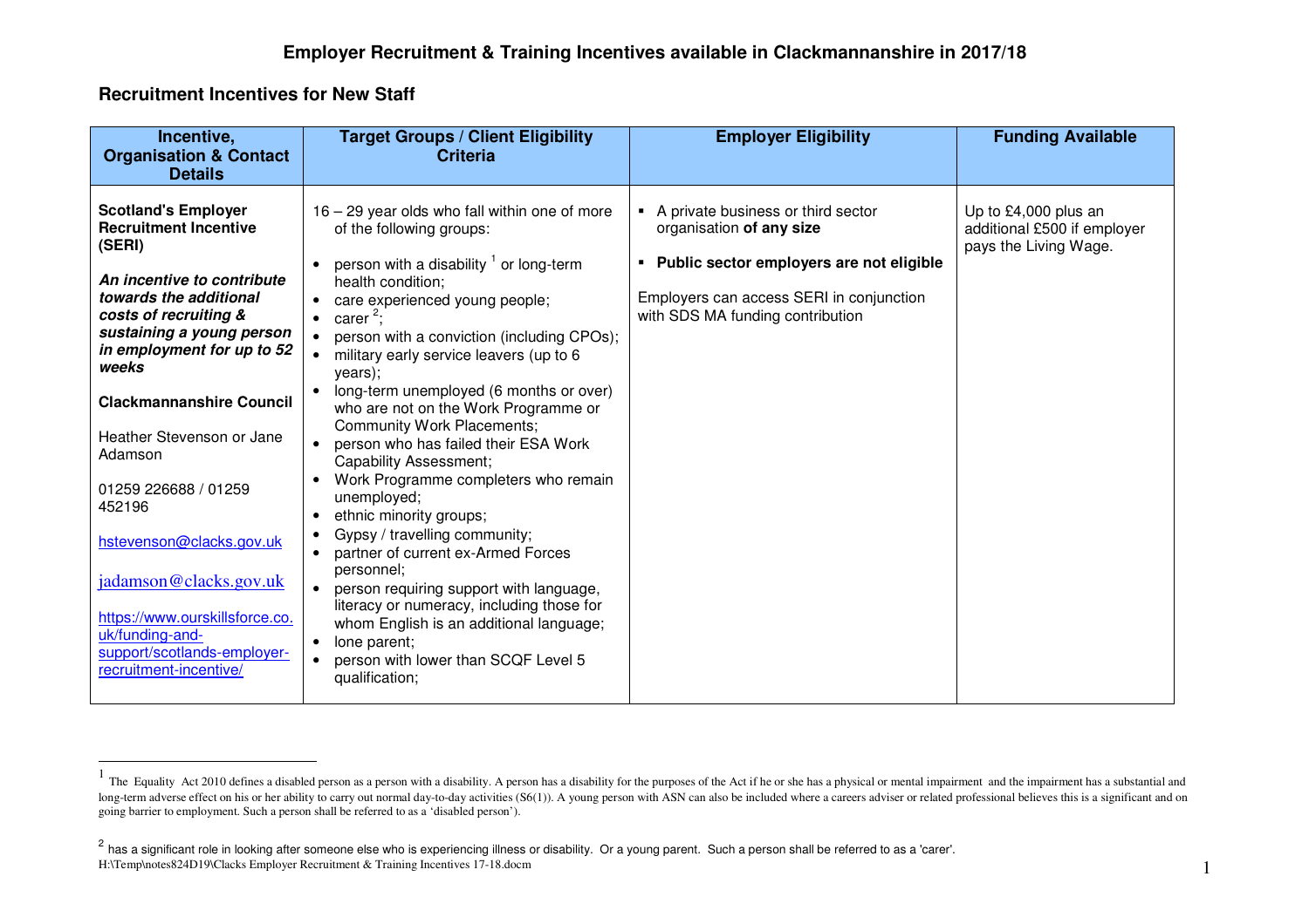# Employer Recruitment & Training Incentives available in Clackmannanshire in 2017/18

## Recruitment Incentives for New Staff

| Incentive, Organisation & Contact Details | Target Groups / Client Eligibility Criteria | Employer Eligibility | Funding Available |
|---|---|---|---|
| **Scotland's Employer Recruitment Incentive (SERI)**<br><br>***An incentive to contribute towards the additional costs of recruiting & sustaining a young person in employment for up to 52 weeks***<br><br>**Clackmannanshire Council**<br><br>Heather Stevenson or Jane Adamson<br><br>01259 226688 / 01259 452196<br><br>hstevenson@clacks.gov.uk<br><br>jadamson@clacks.gov.uk<br><br>https://www.ourskillsforce.co.uk/funding-and-support/scotlands-employer-recruitment-incentive/ | 16 – 29 year olds who fall within one of more of the following groups:<br><br>• person with a disability [1] or long-term health condition;<br>• care experienced young people;<br>• carer [2];<br>• person with a conviction (including CPOs);<br>• military early service leavers (up to 6 years);<br>• long-term unemployed (6 months or over) who are not on the Work Programme or Community Work Placements;<br>• person who has failed their ESA Work Capability Assessment;<br>• Work Programme completers who remain unemployed;<br>• ethnic minority groups;<br>• Gypsy / travelling community;<br>• partner of current ex-Armed Forces personnel;<br>• person requiring support with language, literacy or numeracy, including those for whom English is an additional language;<br>• lone parent;<br>• person with lower than SCQF Level 5 qualification; | ▪ A private business or third sector organisation **of any size**<br><br>▪ **Public sector employers are not eligible**<br><br>Employers can access SERI in conjunction with SDS MA funding contribution | Up to £4,000 plus an additional £500 if employer pays the Living Wage. |

[1] The Equality Act 2010 defines a disabled person as a person with a disability. A person has a disability for the purposes of the Act if he or she has a physical or mental impairment and the impairment has a substantial and long-term adverse effect on his or her ability to carry out normal day-to-day activities (S6(1)). A young person with ASN can also be included where a careers adviser or related professional believes this is a significant and on going barrier to employment. Such a person shall be referred to as a 'disabled person').

[2] has a significant role in looking after someone else who is experiencing illness or disability. Or a young parent. Such a person shall be referred to as a 'carer'.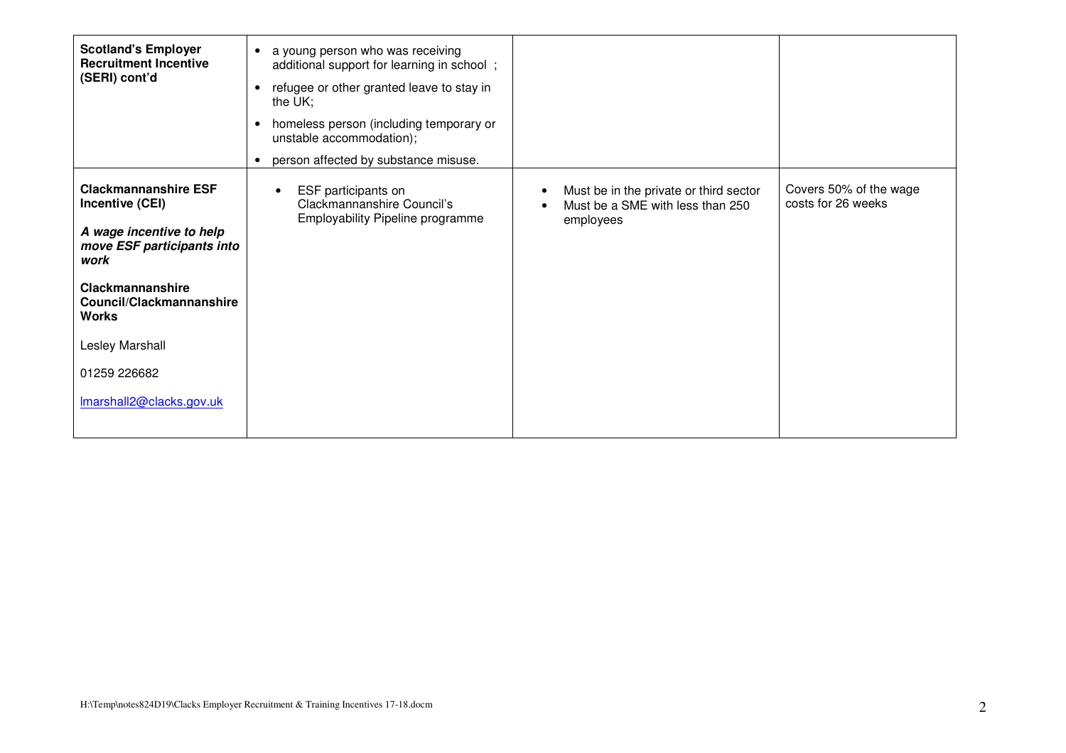| | | | |
|---|---|---|---|
| **Scotland's Employer Recruitment Incentive (SERI) cont'd** | • a young person who was receiving additional support for learning in school ;<br>• refugee or other granted leave to stay in the UK;<br>• homeless person (including temporary or unstable accommodation);<br>• person affected by substance misuse. | | |
| **Clackmannanshire ESF Incentive (CEI)**<br><br>***A wage incentive to help move ESF participants into work***<br><br>**Clackmannanshire Council/Clackmannanshire Works**<br><br>Lesley Marshall<br><br>01259 226682<br><br>lmarshall2@clacks.gov.uk | • ESF participants on Clackmannanshire Council's Employability Pipeline programme | • Must be in the private or third sector<br>• Must be a SME with less than 250 employees | Covers 50% of the wage costs for 26 weeks |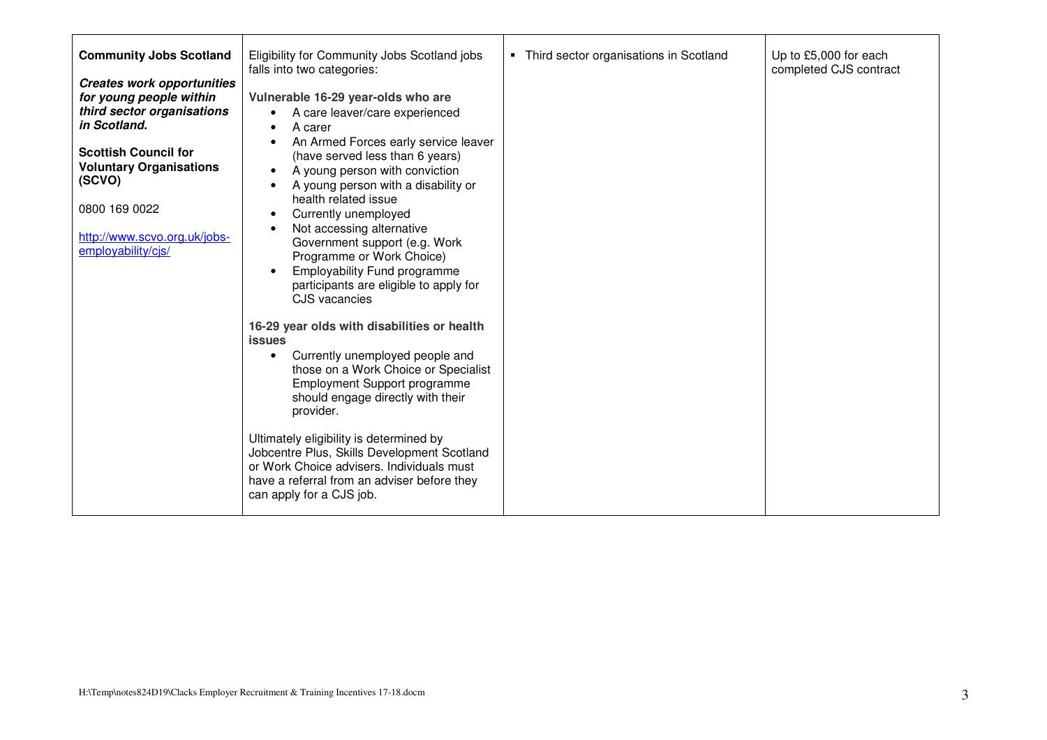| | | | |
|---|---|---|---|
| **Community Jobs Scotland**<br><br>***Creates work opportunities for young people within third sector organisations in Scotland.***<br><br>**Scottish Council for Voluntary Organisations (SCVO)**<br><br>0800 169 0022<br><br>http://www.scvo.org.uk/jobs-employability/cjs/ | Eligibility for Community Jobs Scotland jobs falls into two categories:<br><br>**Vulnerable 16-29 year-olds who are**<br>• A care leaver/care experienced<br>• A carer<br>• An Armed Forces early service leaver (have served less than 6 years)<br>• A young person with conviction<br>• A young person with a disability or health related issue<br>• Currently unemployed<br>• Not accessing alternative Government support (e.g. Work Programme or Work Choice)<br>• Employability Fund programme participants are eligible to apply for CJS vacancies<br><br>**16-29 year olds with disabilities or health issues**<br>• Currently unemployed people and those on a Work Choice or Specialist Employment Support programme should engage directly with their provider.<br><br>Ultimately eligibility is determined by Jobcentre Plus, Skills Development Scotland or Work Choice advisers. Individuals must have a referral from an adviser before they can apply for a CJS job. | ▪ Third sector organisations in Scotland | Up to £5,000 for each completed CJS contract |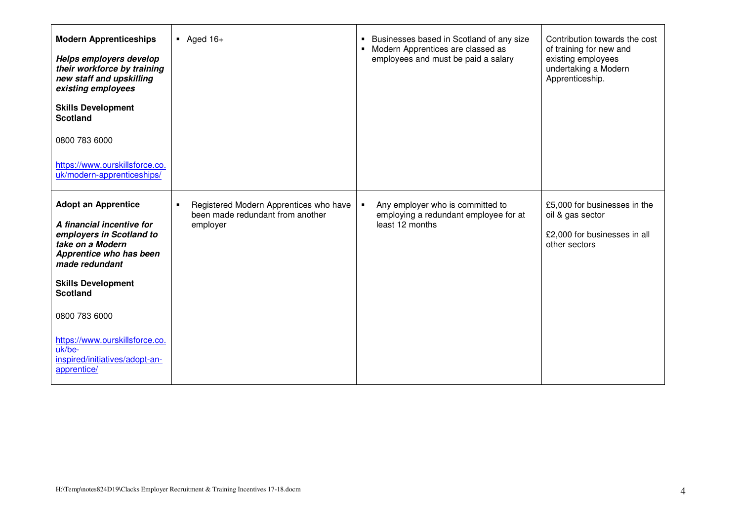| | | | |
|---|---|---|---|
| **Modern Apprenticeships**<br><br>***Helps employers develop their workforce by training new staff and upskilling existing employees***<br><br>**Skills Development Scotland**<br><br>0800 783 6000<br><br>https://www.ourskillsforce.co.uk/modern-apprenticeships/ | ▪ Aged 16+ | ▪ Businesses based in Scotland of any size<br>▪ Modern Apprentices are classed as employees and must be paid a salary | Contribution towards the cost of training for new and existing employees undertaking a Modern Apprenticeship. |
| **Adopt an Apprentice**<br><br>***A financial incentive for employers in Scotland to take on a Modern Apprentice who has been made redundant***<br><br>**Skills Development Scotland**<br><br>0800 783 6000<br><br>https://www.ourskillsforce.co.uk/be-inspired/initiatives/adopt-an-apprentice/ | ▪ Registered Modern Apprentices who have been made redundant from another employer | ▪ Any employer who is committed to employing a redundant employee for at least 12 months | £5,000 for businesses in the oil & gas sector<br><br>£2,000 for businesses in all other sectors |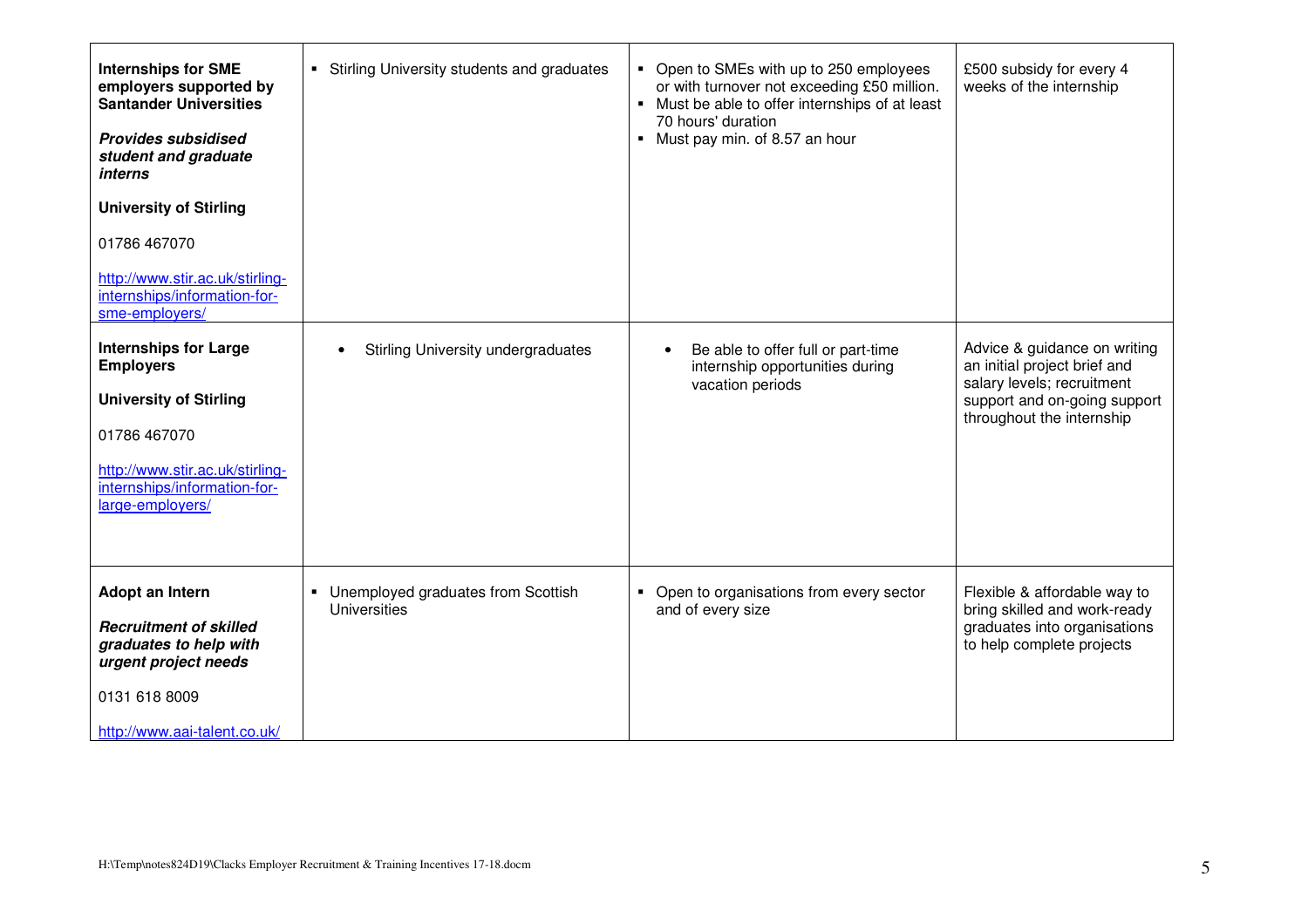| | | | |
|---|---|---|---|
| **Internships for SME employers supported by Santander Universities**<br><br>***Provides subsidised student and graduate interns***<br><br>**University of Stirling**<br><br>01786 467070<br><br>http://www.stir.ac.uk/stirling-internships/information-for-sme-employers/ | ▪ Stirling University students and graduates | ▪ Open to SMEs with up to 250 employees or with turnover not exceeding £50 million.<br>▪ Must be able to offer internships of at least 70 hours' duration<br>▪ Must pay min. of 8.57 an hour | £500 subsidy for every 4 weeks of the internship |
| **Internships for Large Employers**<br><br>**University of Stirling**<br><br>01786 467070<br><br>http://www.stir.ac.uk/stirling-internships/information-for-large-employers/ | • Stirling University undergraduates | • Be able to offer full or part-time internship opportunities during vacation periods | Advice & guidance on writing an initial project brief and salary levels; recruitment support and on-going support throughout the internship |
| **Adopt an Intern**<br><br>***Recruitment of skilled graduates to help with urgent project needs***<br><br>0131 618 8009<br><br>http://www.aai-talent.co.uk/ | ▪ Unemployed graduates from Scottish Universities | ▪ Open to organisations from every sector and of every size | Flexible & affordable way to bring skilled and work-ready graduates into organisations to help complete projects |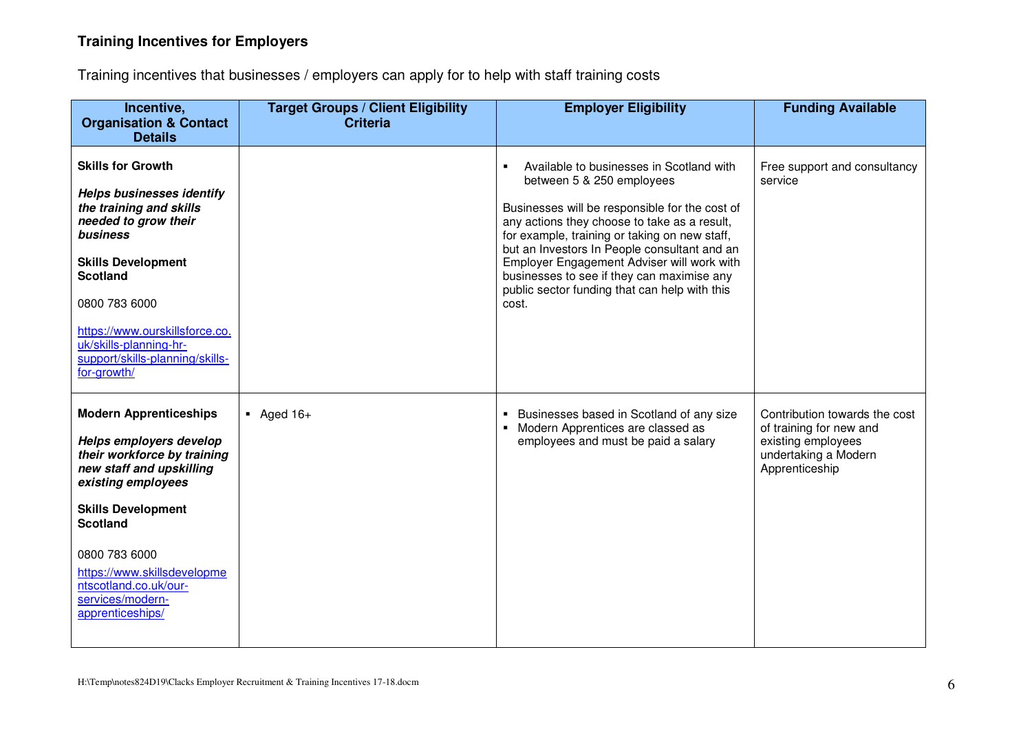**Training Incentives for Employers**

Training incentives that businesses / employers can apply for to help with staff training costs

| Incentive, Organisation & Contact Details | Target Groups / Client Eligibility Criteria | Employer Eligibility | Funding Available |
|---|---|---|---|
| **Skills for Growth**<br><br>***Helps businesses identify the training and skills needed to grow their business***<br><br>**Skills Development Scotland**<br><br>0800 783 6000<br><br>https://www.ourskillsforce.co.uk/skills-planning-hr-support/skills-planning/skills-for-growth/ | | ▪ Available to businesses in Scotland with between 5 & 250 employees<br><br>Businesses will be responsible for the cost of any actions they choose to take as a result, for example, training or taking on new staff, but an Investors In People consultant and an Employer Engagement Adviser will work with businesses to see if they can maximise any public sector funding that can help with this cost. | Free support and consultancy service |
| **Modern Apprenticeships**<br><br>***Helps employers develop their workforce by training new staff and upskilling existing employees***<br><br>**Skills Development Scotland**<br><br>0800 783 6000<br><br>https://www.skillsdevelopmentscotland.co.uk/our-services/modern-apprenticeships/ | ▪ Aged 16+ | ▪ Businesses based in Scotland of any size<br>▪ Modern Apprentices are classed as employees and must be paid a salary | Contribution towards the cost of training for new and existing employees undertaking a Modern Apprenticeship |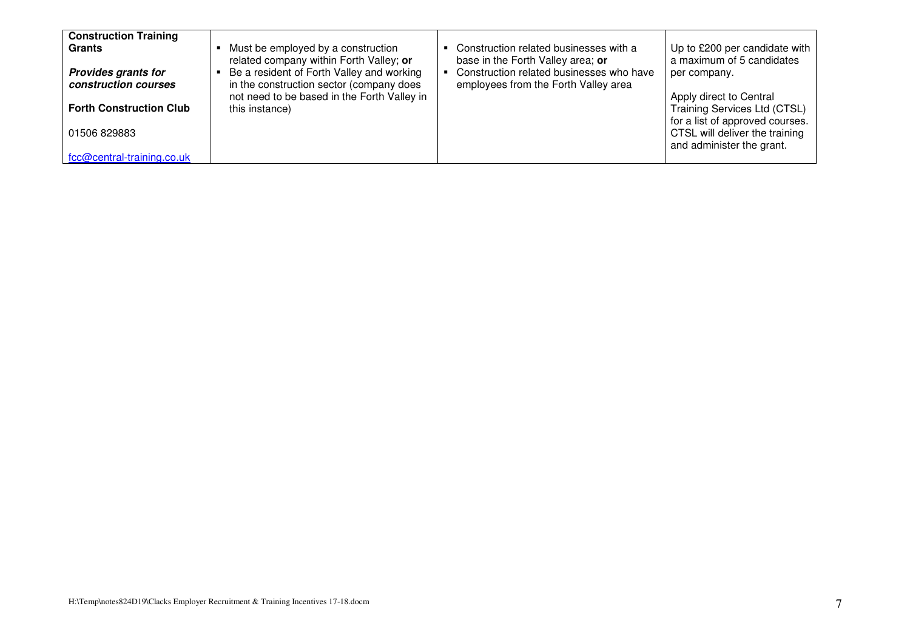| | | | |
|---|---|---|---|
| **Construction Training Grants**<br><br>***Provides grants for construction courses***<br><br>**Forth Construction Club**<br><br>01506 829883<br><br>fcc@central-training.co.uk | ▪ Must be employed by a construction related company within Forth Valley; **or**<br>▪ Be a resident of Forth Valley and working in the construction sector (company does not need to be based in the Forth Valley in this instance) | ▪ Construction related businesses with a base in the Forth Valley area; **or**<br>▪ Construction related businesses who have employees from the Forth Valley area | Up to £200 per candidate with a maximum of 5 candidates per company.<br><br>Apply direct to Central Training Services Ltd (CTSL) for a list of approved courses. CTSL will deliver the training and administer the grant. |

H:\Temp\notes824D19\Clacks Employer Recruitment & Training Incentives 17-18.docm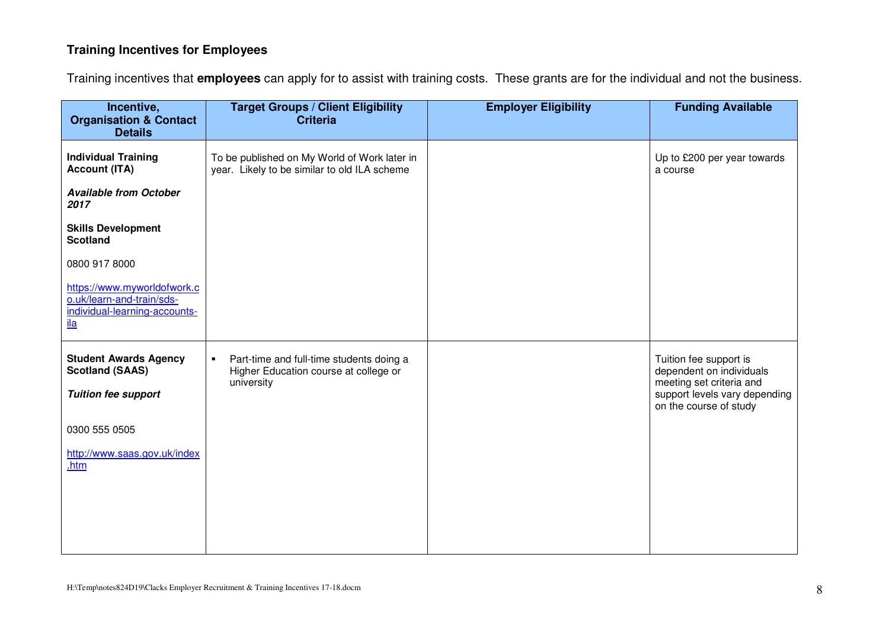## Training Incentives for Employees

Training incentives that **employees** can apply for to assist with training costs. These grants are for the individual and not the business.

| Incentive, Organisation & Contact Details | Target Groups / Client Eligibility Criteria | Employer Eligibility | Funding Available |
|---|---|---|---|
| **Individual Training Account (ITA)**<br><br>***Available from October 2017***<br><br>**Skills Development Scotland**<br><br>0800 917 8000<br><br>https://www.myworldofwork.co.uk/learn-and-train/sds-individual-learning-accounts-ila | To be published on My World of Work later in year. Likely to be similar to old ILA scheme | | Up to £200 per year towards a course |
| **Student Awards Agency Scotland (SAAS)**<br><br>***Tuition fee support***<br><br>0300 555 0505<br><br>http://www.saas.gov.uk/index.htm | ▪ Part-time and full-time students doing a Higher Education course at college or university | | Tuition fee support is dependent on individuals meeting set criteria and support levels vary depending on the course of study |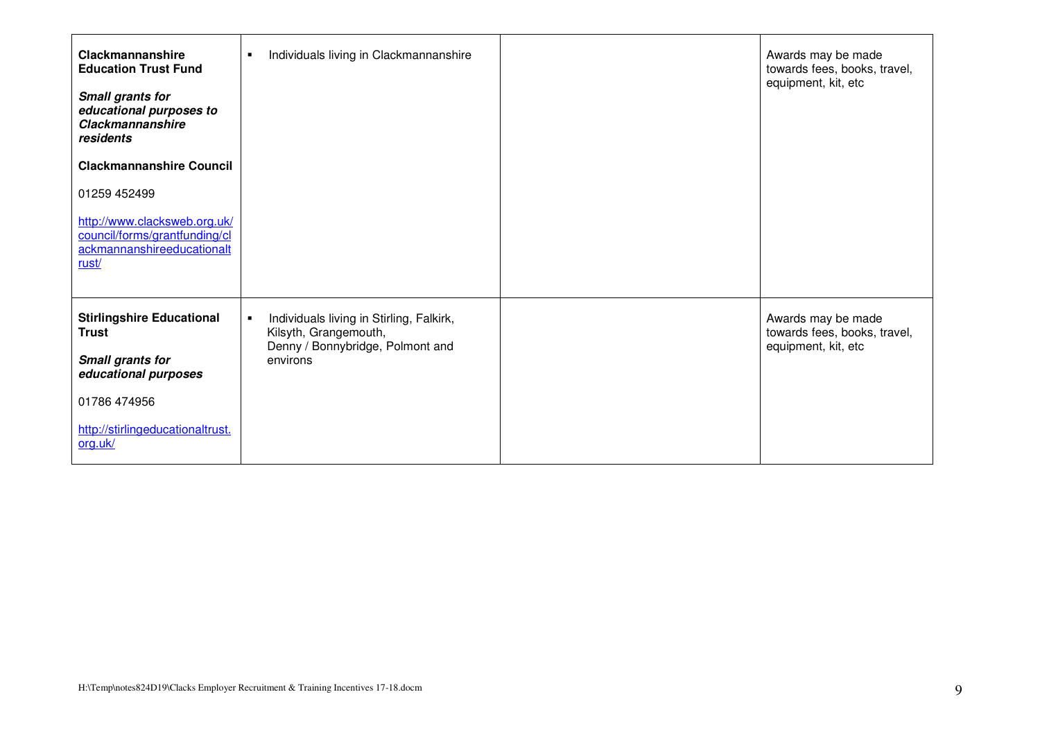| | | | |
|---|---|---|---|
| **Clackmannanshire Education Trust Fund**<br><br>***Small grants for educational purposes to Clackmannanshire residents***<br><br>**Clackmannanshire Council**<br><br>01259 452499<br><br>http://www.clacksweb.org.uk/council/forms/grantfunding/clackmannanshireeducationaltrust/ | ▪ Individuals living in Clackmannanshire | | Awards may be made towards fees, books, travel, equipment, kit, etc |
| **Stirlingshire Educational Trust**<br><br>***Small grants for educational purposes***<br><br>01786 474956<br><br>http://stirlingeducationaltrust.org.uk/ | ▪ Individuals living in Stirling, Falkirk, Kilsyth, Grangemouth, Denny / Bonnybridge, Polmont and environs | | Awards may be made towards fees, books, travel, equipment, kit, etc |